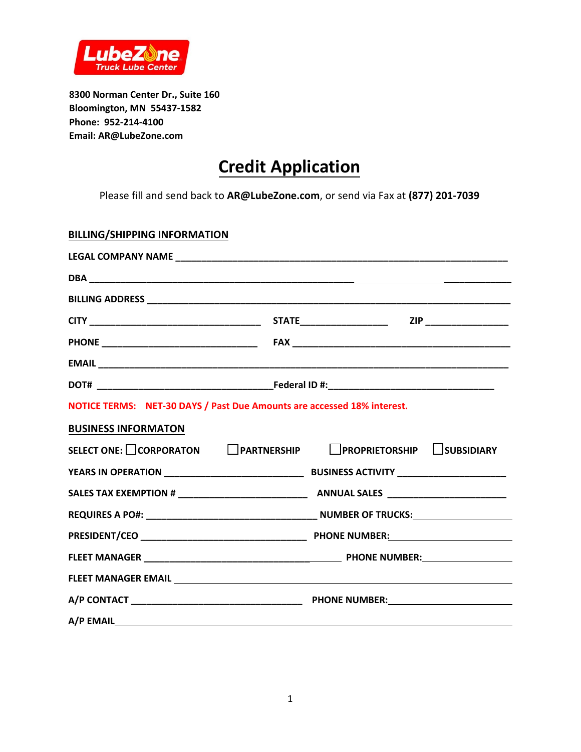LubeZone
Truck Lube Center

**8300 Norman Center Dr., Suite 160**
**Bloomington, MN 55437-1582**
**Phone: 952-214-4100**
**Email: AR@LubeZone.com**

# Credit Application

Please fill and send back to **AR@LubeZone.com**, or send via Fax at **(877) 201-7039**

## BILLING/SHIPPING INFORMATION

**LEGAL COMPANY NAME** ___________________________________________________________

**DBA** ______________________________________________________________________

**BILLING ADDRESS** _______________________________________________________________

**CITY** _______________________________ **STATE**________________ **ZIP** _______________

**PHONE** ____________________________ **FAX** ________________________________________

**EMAIL** _____________________________________________________________________

**DOT#** _________________________________**Federal ID #:**______________________________

**NOTICE TERMS: NET-30 DAYS / Past Due Amounts are accessed 18% interest.**

## BUSINESS INFORMATON

**SELECT ONE:** ☐ **CORPORATON** ☐ **PARTNERSHIP** ☐ **PROPRIETORSHIP** ☐ **SUBSIDIARY**

**YEARS IN OPERATION** _________________________ **BUSINESS ACTIVITY** ____________________

**SALES TAX EXEMPTION #** _______________________ **ANNUAL SALES** ______________________

**REQUIRES A PO#:** _______________________________ **NUMBER OF TRUCKS:**__________________

**PRESIDENT/CEO** _____________________________ **PHONE NUMBER:**______________________

**FLEET MANAGER** _________________________________ **PHONE NUMBER:**__________________

**FLEET MANAGER EMAIL** ____________________________________________________________

**A/P CONTACT** ________________________________ **PHONE NUMBER:**______________________

**A/P EMAIL**___________________________________________________________________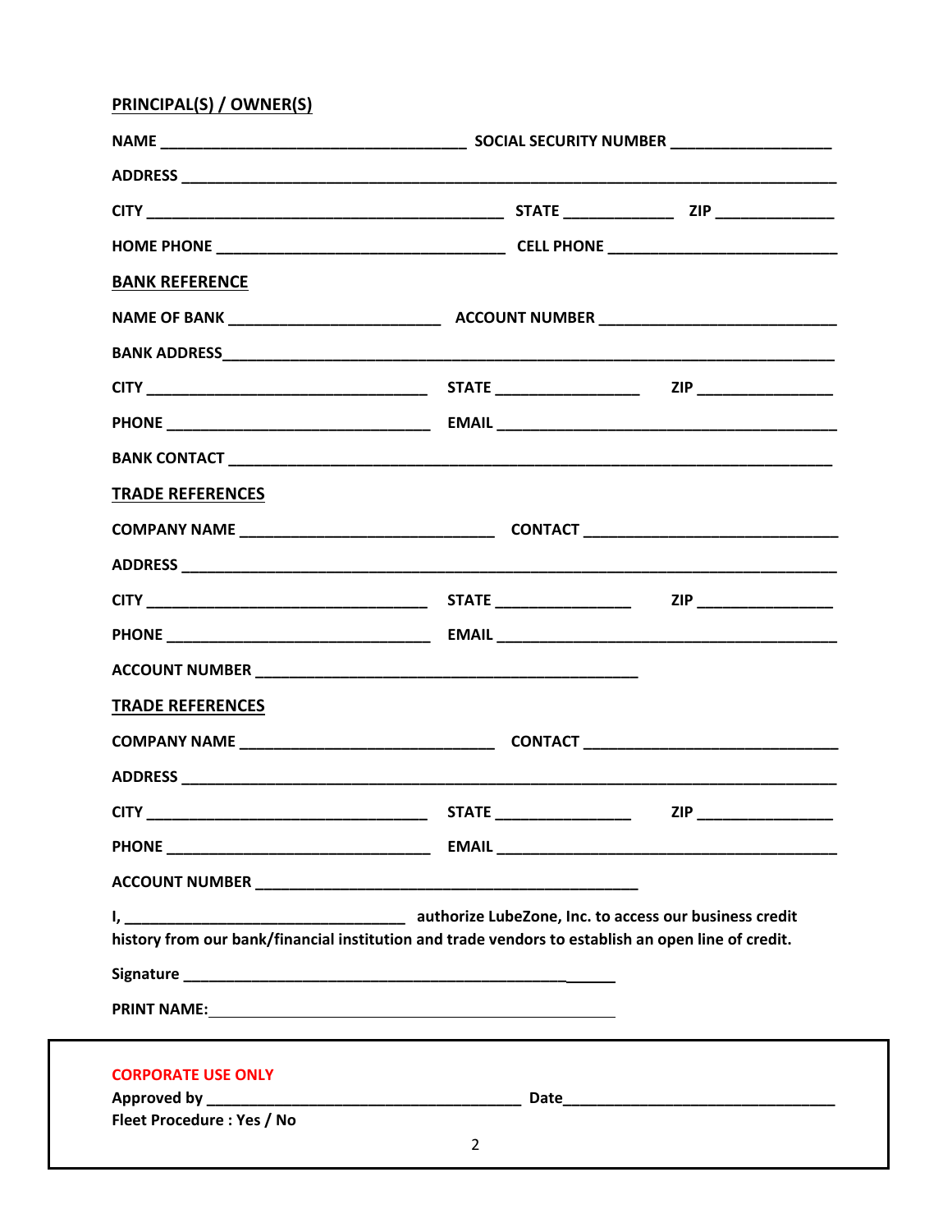## PRINCIPAL(S) / OWNER(S)

**NAME** ___________________________________ **SOCIAL SECURITY NUMBER** ___________________

**ADDRESS** ____________________________________________________________________________

**CITY** __________________________________________ **STATE** _____________ **ZIP** ______________

**HOME PHONE** __________________________________ **CELL PHONE** ___________________________

## BANK REFERENCE

**NAME OF BANK** ________________________ **ACCOUNT NUMBER** ___________________________

**BANK ADDRESS**________________________________________________________________________

**CITY** _________________________________ **STATE** ________________ **ZIP** ________________

**PHONE** _______________________________ **EMAIL** _________________________________________

**BANK CONTACT** _______________________________________________________________________

## TRADE REFERENCES

**COMPANY NAME** _____________________________ **CONTACT** _____________________________

**ADDRESS** ____________________________________________________________________________

**CITY** _________________________________ **STATE** _______________ **ZIP** ________________

**PHONE** _______________________________ **EMAIL** _________________________________________

**ACCOUNT NUMBER** _____________________________________________

## TRADE REFERENCES

**COMPANY NAME** _____________________________ **CONTACT** _____________________________

**ADDRESS** ____________________________________________________________________________

**CITY** _________________________________ **STATE** _______________ **ZIP** ________________

**PHONE** _______________________________ **EMAIL** _________________________________________

**ACCOUNT NUMBER** _____________________________________________

**I, _________________________________ authorize LubeZone, Inc. to access our business credit history from our bank/financial institution and trade vendors to establish an open line of credit.**

**Signature** ______________________________________________________

**PRINT NAME:** ______________________________________________________

---

**CORPORATE USE ONLY**

**Approved by** _____________________________________ **Date**_________________________________

**Fleet Procedure : Yes / No**

---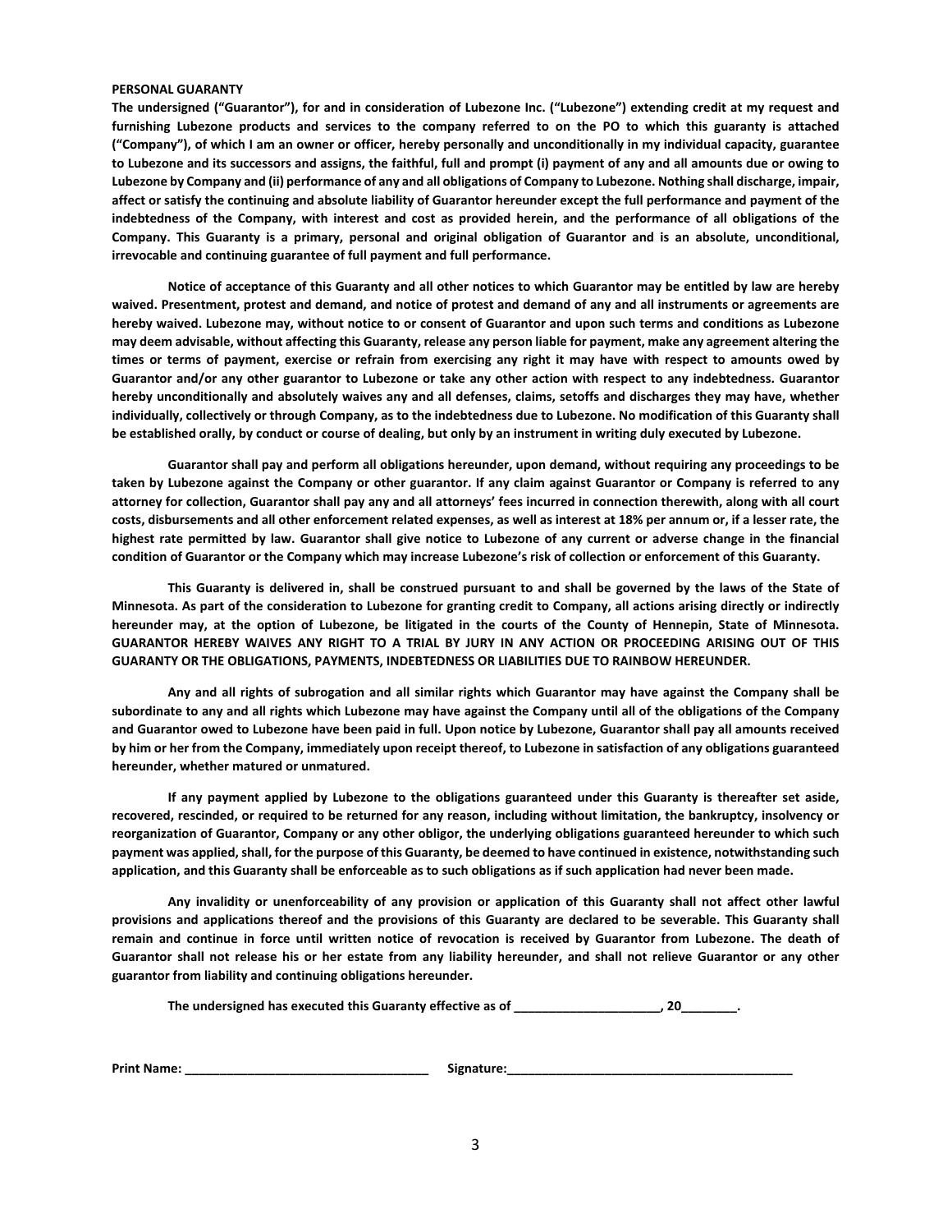**PERSONAL GUARANTY**

**The undersigned ("Guarantor"), for and in consideration of Lubezone Inc. ("Lubezone") extending credit at my request and furnishing Lubezone products and services to the company referred to on the PO to which this guaranty is attached ("Company"), of which I am an owner or officer, hereby personally and unconditionally in my individual capacity, guarantee to Lubezone and its successors and assigns, the faithful, full and prompt (i) payment of any and all amounts due or owing to Lubezone by Company and (ii) performance of any and all obligations of Company to Lubezone. Nothing shall discharge, impair, affect or satisfy the continuing and absolute liability of Guarantor hereunder except the full performance and payment of the indebtedness of the Company, with interest and cost as provided herein, and the performance of all obligations of the Company. This Guaranty is a primary, personal and original obligation of Guarantor and is an absolute, unconditional, irrevocable and continuing guarantee of full payment and full performance.**

**Notice of acceptance of this Guaranty and all other notices to which Guarantor may be entitled by law are hereby waived. Presentment, protest and demand, and notice of protest and demand of any and all instruments or agreements are hereby waived. Lubezone may, without notice to or consent of Guarantor and upon such terms and conditions as Lubezone may deem advisable, without affecting this Guaranty, release any person liable for payment, make any agreement altering the times or terms of payment, exercise or refrain from exercising any right it may have with respect to amounts owed by Guarantor and/or any other guarantor to Lubezone or take any other action with respect to any indebtedness. Guarantor hereby unconditionally and absolutely waives any and all defenses, claims, setoffs and discharges they may have, whether individually, collectively or through Company, as to the indebtedness due to Lubezone. No modification of this Guaranty shall be established orally, by conduct or course of dealing, but only by an instrument in writing duly executed by Lubezone.**

**Guarantor shall pay and perform all obligations hereunder, upon demand, without requiring any proceedings to be taken by Lubezone against the Company or other guarantor. If any claim against Guarantor or Company is referred to any attorney for collection, Guarantor shall pay any and all attorneys' fees incurred in connection therewith, along with all court costs, disbursements and all other enforcement related expenses, as well as interest at 18% per annum or, if a lesser rate, the highest rate permitted by law. Guarantor shall give notice to Lubezone of any current or adverse change in the financial condition of Guarantor or the Company which may increase Lubezone's risk of collection or enforcement of this Guaranty.**

**This Guaranty is delivered in, shall be construed pursuant to and shall be governed by the laws of the State of Minnesota. As part of the consideration to Lubezone for granting credit to Company, all actions arising directly or indirectly hereunder may, at the option of Lubezone, be litigated in the courts of the County of Hennepin, State of Minnesota. GUARANTOR HEREBY WAIVES ANY RIGHT TO A TRIAL BY JURY IN ANY ACTION OR PROCEEDING ARISING OUT OF THIS GUARANTY OR THE OBLIGATIONS, PAYMENTS, INDEBTEDNESS OR LIABILITIES DUE TO RAINBOW HEREUNDER.**

**Any and all rights of subrogation and all similar rights which Guarantor may have against the Company shall be subordinate to any and all rights which Lubezone may have against the Company until all of the obligations of the Company and Guarantor owed to Lubezone have been paid in full. Upon notice by Lubezone, Guarantor shall pay all amounts received by him or her from the Company, immediately upon receipt thereof, to Lubezone in satisfaction of any obligations guaranteed hereunder, whether matured or unmatured.**

**If any payment applied by Lubezone to the obligations guaranteed under this Guaranty is thereafter set aside, recovered, rescinded, or required to be returned for any reason, including without limitation, the bankruptcy, insolvency or reorganization of Guarantor, Company or any other obligor, the underlying obligations guaranteed hereunder to which such payment was applied, shall, for the purpose of this Guaranty, be deemed to have continued in existence, notwithstanding such application, and this Guaranty shall be enforceable as to such obligations as if such application had never been made.**

**Any invalidity or unenforceability of any provision or application of this Guaranty shall not affect other lawful provisions and applications thereof and the provisions of this Guaranty are declared to be severable. This Guaranty shall remain and continue in force until written notice of revocation is received by Guarantor from Lubezone. The death of Guarantor shall not release his or her estate from any liability hereunder, and shall not relieve Guarantor or any other guarantor from liability and continuing obligations hereunder.**

**The undersigned has executed this Guaranty effective as of ____________________, 20________.**

**Print Name: ___________________________________** **Signature:_________________________________________**